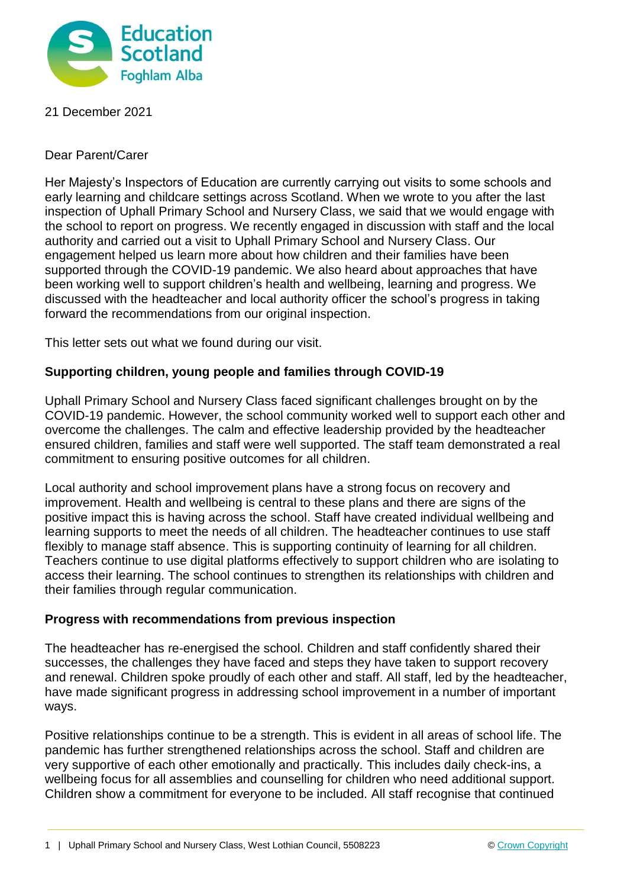21 December 2021

Dear Parent/Carer

Her Majesty's Inspectors of Education are currently carrying out visits to some schools and early learning and childcare settings across Scotland. When we wrote to you after the last inspection of Uphall Primary School and Nursery Class, we said that we would engage with the school to report on progress. We recently engaged in discussion with staff and the local authority and carried out a visit to Uphall Primary School and Nursery Class. Our engagement helped us learn more about how children and their families have been supported through the COVID-19 pandemic. We also heard about approaches that have been working well to support children's health and wellbeing, learning and progress. We discussed with the headteacher and local authority officer the school's progress in taking forward the recommendations from our original inspection.

This letter sets out what we found during our visit.

## Supporting children, young people and families through COVID-19

Uphall Primary School and Nursery Class faced significant challenges brought on by the COVID-19 pandemic. However, the school community worked well to support each other and overcome the challenges. The calm and effective leadership provided by the headteacher ensured children, families and staff were well supported. The staff team demonstrated a real commitment to ensuring positive outcomes for all children.

Local authority and school improvement plans have a strong focus on recovery and improvement. Health and wellbeing is central to these plans and there are signs of the positive impact this is having across the school. Staff have created individual wellbeing and learning supports to meet the needs of all children. The headteacher continues to use staff flexibly to manage staff absence. This is supporting continuity of learning for all children. Teachers continue to use digital platforms effectively to support children who are isolating to access their learning. The school continues to strengthen its relationships with children and their families through regular communication.

## Progress with recommendations from previous inspection

The headteacher has re-energised the school. Children and staff confidently shared their successes, the challenges they have faced and steps they have taken to support recovery and renewal. Children spoke proudly of each other and staff. All staff, led by the headteacher, have made significant progress in addressing school improvement in a number of important ways.

Positive relationships continue to be a strength. This is evident in all areas of school life. The pandemic has further strengthened relationships across the school. Staff and children are very supportive of each other emotionally and practically. This includes daily check-ins, a wellbeing focus for all assemblies and counselling for children who need additional support. Children show a commitment for everyone to be included. All staff recognise that continued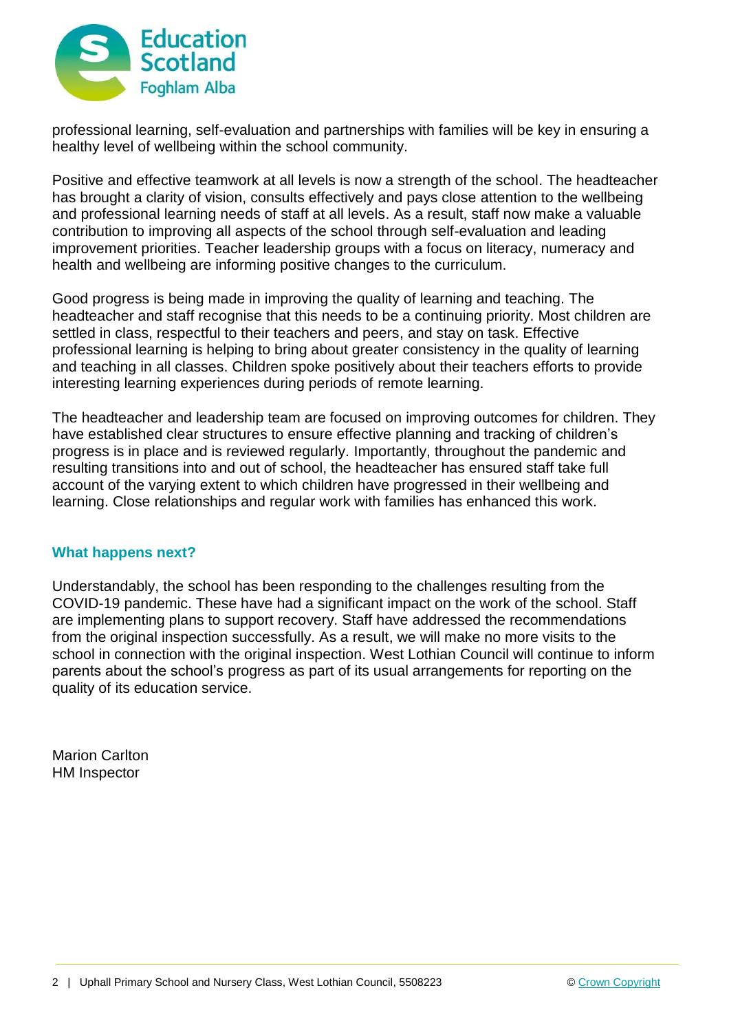professional learning, self-evaluation and partnerships with families will be key in ensuring a healthy level of wellbeing within the school community.

Positive and effective teamwork at all levels is now a strength of the school. The headteacher has brought a clarity of vision, consults effectively and pays close attention to the wellbeing and professional learning needs of staff at all levels. As a result, staff now make a valuable contribution to improving all aspects of the school through self-evaluation and leading improvement priorities. Teacher leadership groups with a focus on literacy, numeracy and health and wellbeing are informing positive changes to the curriculum.

Good progress is being made in improving the quality of learning and teaching. The headteacher and staff recognise that this needs to be a continuing priority. Most children are settled in class, respectful to their teachers and peers, and stay on task. Effective professional learning is helping to bring about greater consistency in the quality of learning and teaching in all classes. Children spoke positively about their teachers efforts to provide interesting learning experiences during periods of remote learning.

The headteacher and leadership team are focused on improving outcomes for children. They have established clear structures to ensure effective planning and tracking of children's progress is in place and is reviewed regularly. Importantly, throughout the pandemic and resulting transitions into and out of school, the headteacher has ensured staff take full account of the varying extent to which children have progressed in their wellbeing and learning. Close relationships and regular work with families has enhanced this work.

### What happens next?

Understandably, the school has been responding to the challenges resulting from the COVID-19 pandemic. These have had a significant impact on the work of the school. Staff are implementing plans to support recovery. Staff have addressed the recommendations from the original inspection successfully. As a result, we will make no more visits to the school in connection with the original inspection. West Lothian Council will continue to inform parents about the school's progress as part of its usual arrangements for reporting on the quality of its education service.

Marion Carlton
HM Inspector